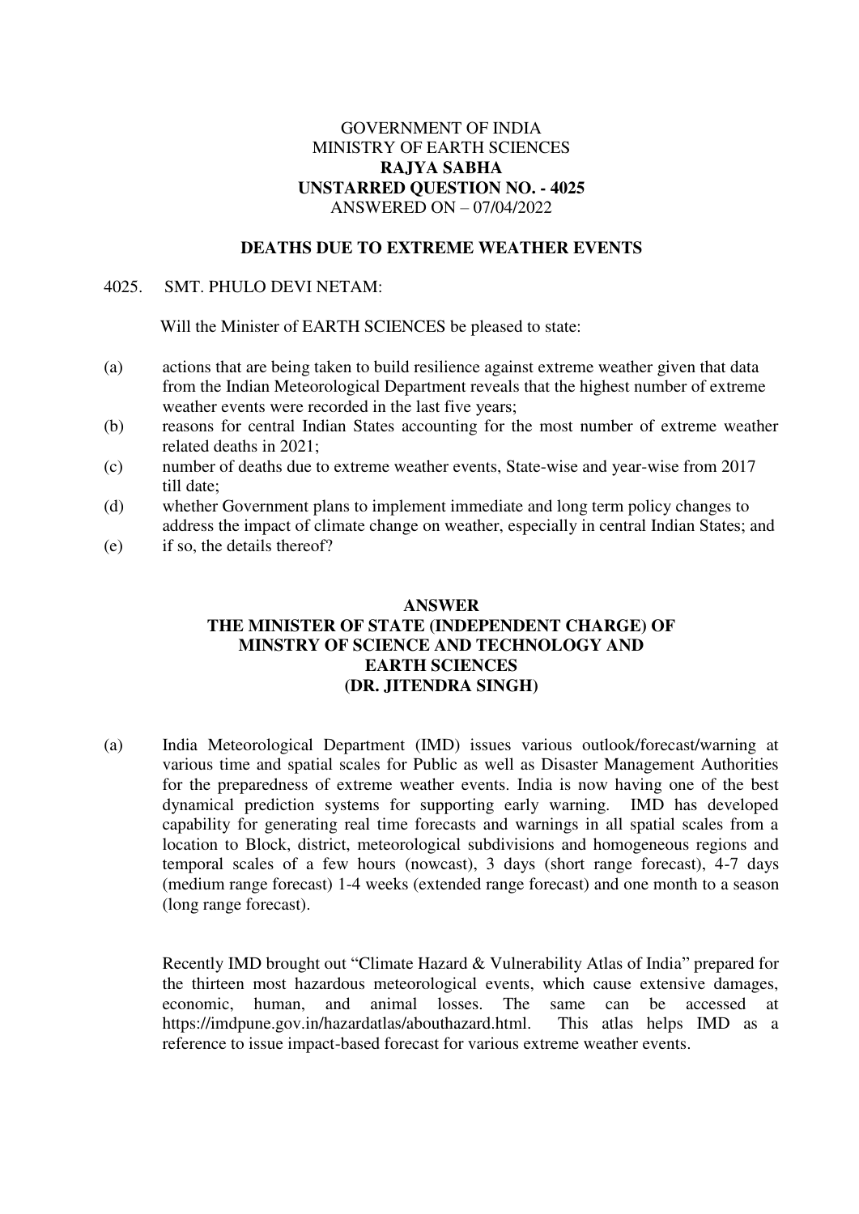GOVERNMENT OF INDIA
MINISTRY OF EARTH SCIENCES
**RAJYA SABHA**
**UNSTARRED QUESTION NO. - 4025**
ANSWERED ON – 07/04/2022

**DEATHS DUE TO EXTREME WEATHER EVENTS**

4025. SMT. PHULO DEVI NETAM:

Will the Minister of EARTH SCIENCES be pleased to state:

(a) actions that are being taken to build resilience against extreme weather given that data from the Indian Meteorological Department reveals that the highest number of extreme weather events were recorded in the last five years;

(b) reasons for central Indian States accounting for the most number of extreme weather related deaths in 2021;

(c) number of deaths due to extreme weather events, State-wise and year-wise from 2017 till date;

(d) whether Government plans to implement immediate and long term policy changes to address the impact of climate change on weather, especially in central Indian States; and

(e) if so, the details thereof?

**ANSWER**
**THE MINISTER OF STATE (INDEPENDENT CHARGE) OF MINSTRY OF SCIENCE AND TECHNOLOGY AND EARTH SCIENCES**
**(DR. JITENDRA SINGH)**

(a) India Meteorological Department (IMD) issues various outlook/forecast/warning at various time and spatial scales for Public as well as Disaster Management Authorities for the preparedness of extreme weather events. India is now having one of the best dynamical prediction systems for supporting early warning. IMD has developed capability for generating real time forecasts and warnings in all spatial scales from a location to Block, district, meteorological subdivisions and homogeneous regions and temporal scales of a few hours (nowcast), 3 days (short range forecast), 4-7 days (medium range forecast) 1-4 weeks (extended range forecast) and one month to a season (long range forecast).

Recently IMD brought out "Climate Hazard & Vulnerability Atlas of India" prepared for the thirteen most hazardous meteorological events, which cause extensive damages, economic, human, and animal losses. The same can be accessed at https://imdpune.gov.in/hazardatlas/abouthazard.html. This atlas helps IMD as a reference to issue impact-based forecast for various extreme weather events.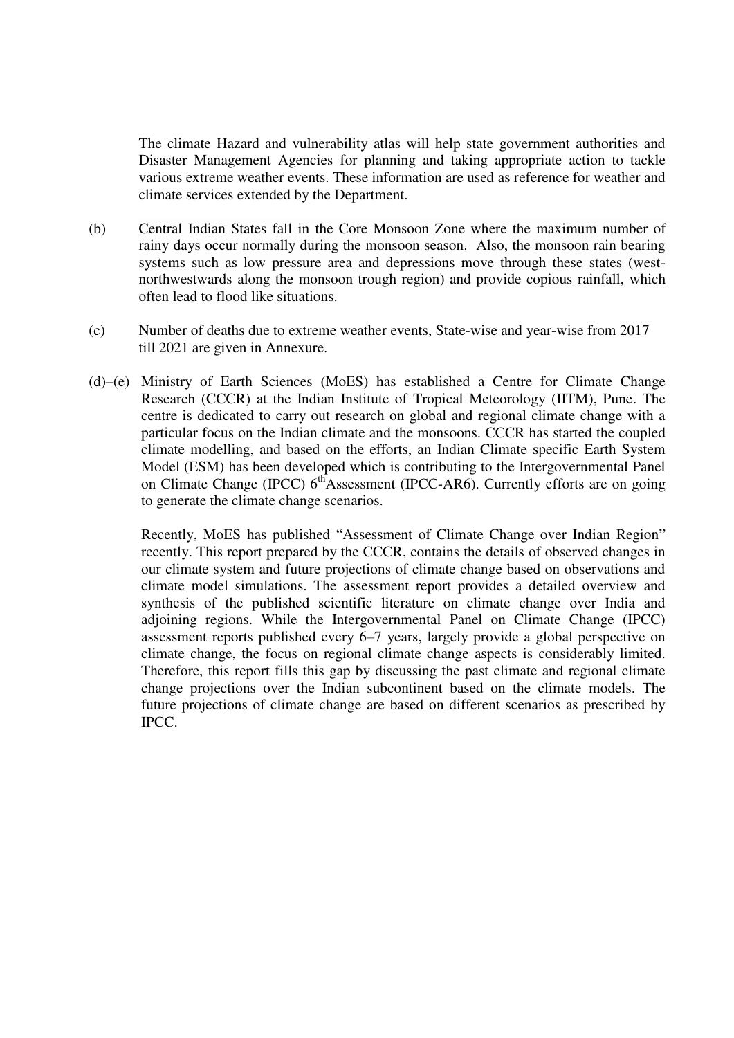The climate Hazard and vulnerability atlas will help state government authorities and Disaster Management Agencies for planning and taking appropriate action to tackle various extreme weather events. These information are used as reference for weather and climate services extended by the Department.

(b) Central Indian States fall in the Core Monsoon Zone where the maximum number of rainy days occur normally during the monsoon season. Also, the monsoon rain bearing systems such as low pressure area and depressions move through these states (west-northwestwards along the monsoon trough region) and provide copious rainfall, which often lead to flood like situations.

(c) Number of deaths due to extreme weather events, State-wise and year-wise from 2017 till 2021 are given in Annexure.

(d)–(e) Ministry of Earth Sciences (MoES) has established a Centre for Climate Change Research (CCCR) at the Indian Institute of Tropical Meteorology (IITM), Pune. The centre is dedicated to carry out research on global and regional climate change with a particular focus on the Indian climate and the monsoons. CCCR has started the coupled climate modelling, and based on the efforts, an Indian Climate specific Earth System Model (ESM) has been developed which is contributing to the Intergovernmental Panel on Climate Change (IPCC) 6$^{th}$Assessment (IPCC-AR6). Currently efforts are on going to generate the climate change scenarios.

Recently, MoES has published "Assessment of Climate Change over Indian Region" recently. This report prepared by the CCCR, contains the details of observed changes in our climate system and future projections of climate change based on observations and climate model simulations. The assessment report provides a detailed overview and synthesis of the published scientific literature on climate change over India and adjoining regions. While the Intergovernmental Panel on Climate Change (IPCC) assessment reports published every 6–7 years, largely provide a global perspective on climate change, the focus on regional climate change aspects is considerably limited. Therefore, this report fills this gap by discussing the past climate and regional climate change projections over the Indian subcontinent based on the climate models. The future projections of climate change are based on different scenarios as prescribed by IPCC.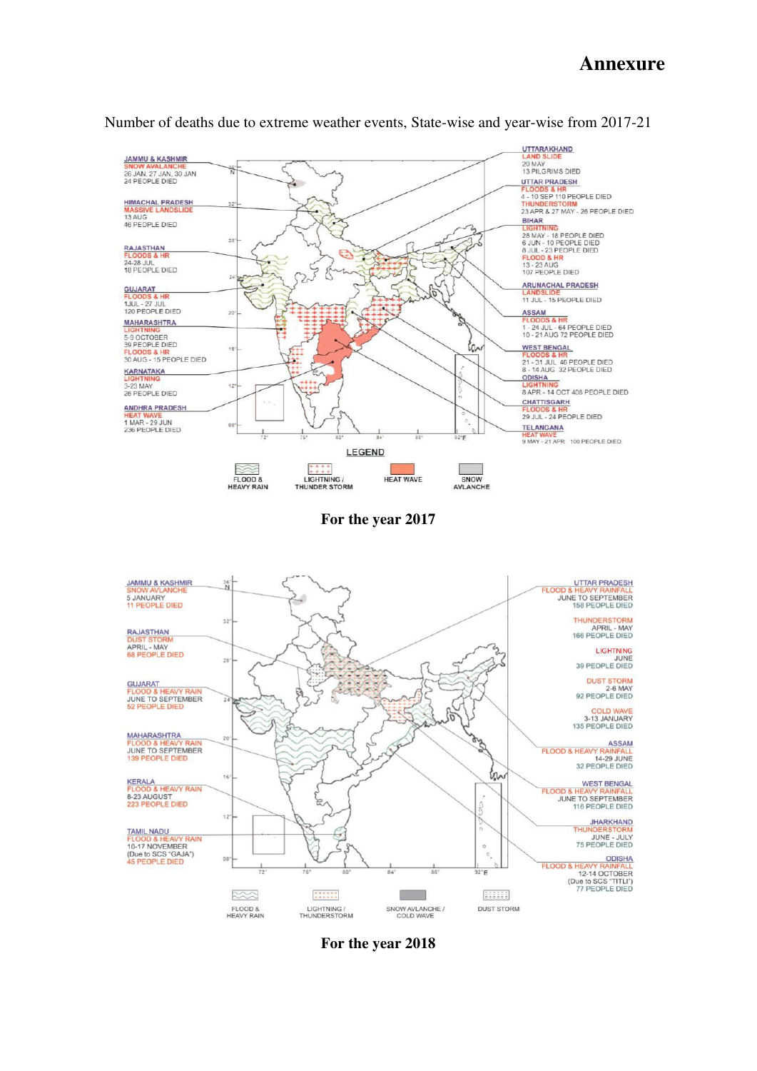# Annexure

Number of deaths due to extreme weather events, State-wise and year-wise from 2017-21

JAMMU & KASHMIR
SNOW AVALANCHE
26 JAN, 27 JAN, 30 JAN
24 PEOPLE DIED

HIMACHAL PRADESH
MASSIVE LANDSLIDE
13 AUG
46 PEOPLE DIED

RAJASTHAN
FLOODS & HR
24-28 JUL
18 PEOPLE DIED

GUJARAT
FLOODS & HR
1 JUL - 27 JUL
120 PEOPLE DIED

MAHARASHTRA
LIGHTNING
5-9 OCTOBER
39 PEOPLE DIED
FLOODS & HR
30 AUG - 15 PEOPLE DIED

KARNATAKA
LIGHTNING
3-23 MAY
26 PEOPLE DIED

ANDHRA PRADESH
HEAT WAVE
1 MAR - 29 JUN
236 PEOPLE DIED

UTTARAKHAND
LAND SLIDE
20 MAY
13 PILGRIMS DIED

UTTAR PRADESH
FLOODS & HR
4 - 10 SEP 110 PEOPLE DIED
THUNDERSTORM
23 APR & 27 MAY - 26 PEOPLE DIED

BIHAR
LIGHTNING
28 MAY - 18 PEOPLE DIED
6 JUN - 10 PEOPLE DIED
8 JUL - 23 PEOPLE DIED
FLOOD & HR
13 - 23 AUG
107 PEOPLE DIED

ARUNACHAL PRADESH
LANDSLIDE
11 JUL - 15 PEOPLE DIED

ASSAM
FLOODS & HR
1 - 24 JUL - 64 PEOPLE DIED
10 - 21 AUG 72 PEOPLE DIED

WEST BENGAL
FLOODS & HR
21 - 31 JUL 46 PEOPLE DIED
8 - 14 AUG 32 PEOPLE DIED

ODISHA
LIGHTNING
8 APR - 14 OCT 408 PEOPLE DIED

CHATTISGARH
FLOODS & HR
29 JUL - 24 PEOPLE DIED

TELANGANA
HEAT WAVE
9 MAY - 21 APR 100 PEOPLE DIED

LEGEND: FLOOD & HEAVY RAIN; LIGHTNING / THUNDER STORM; HEAT WAVE; SNOW AVLANCHE

**For the year 2017**

JAMMU & KASHMIR
SNOW AVLANCHE
5 JANUARY
11 PEOPLE DIED

RAJASTHAN
DUST STORM
APRIL - MAY
68 PEOPLE DIED

GUJARAT
FLOOD & HEAVY RAIN
JUNE TO SEPTEMBER
52 PEOPLE DIED

MAHARASHTRA
FLOOD & HEAVY RAIN
JUNE TO SEPTEMBER
139 PEOPLE DIED

KERALA
FLOOD & HEAVY RAIN
8-23 AUGUST
223 PEOPLE DIED

TAMIL NADU
FLOOD & HEAVY RAIN
10-17 NOVEMBER
(Due to SCS "GAJA")
45 PEOPLE DIED

UTTAR PRADESH
FLOOD & HEAVY RAINFALL
JUNE TO SEPTEMBER
158 PEOPLE DIED

THUNDERSTORM
APRIL - MAY
166 PEOPLE DIED

LIGHTNING
JUNE
39 PEOPLE DIED

DUST STORM
2-6 MAY
92 PEOPLE DIED

COLD WAVE
3-13 JANUARY
135 PEOPLE DIED

ASSAM
FLOOD & HEAVY RAINFALL
14-29 JUNE
32 PEOPLE DIED

WEST BENGAL
FLOOD & HEAVY RAINFALL
JUNE TO SEPTEMBER
116 PEOPLE DIED

JHARKHAND
THUNDERSTORM
JUNE - JULY
75 PEOPLE DIED

ODISHA
FLOOD & HEAVY RAINFALL
12-14 OCTOBER
(Due to SCS "TITLI")
77 PEOPLE DIED

LEGEND: FLOOD & HEAVY RAIN; LIGHTNING / THUNDERSTORM; SNOW AVLANCHE / COLD WAVE; DUST STORM

**For the year 2018**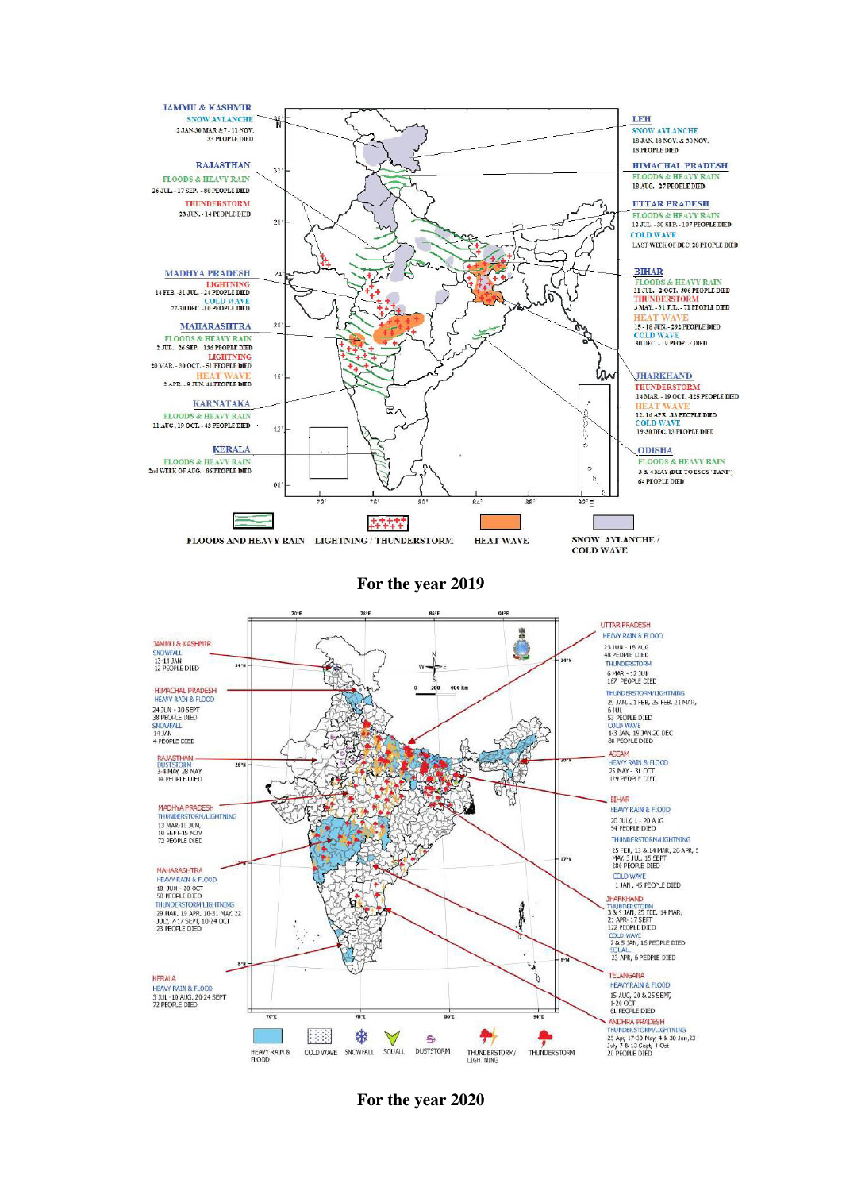**JAMMU & KASHMIR**
SNOW AVLANCHE
2 JAN-30 MAR & 7 - 11 NOV.
33 PEOPLE DIED

**RAJASTHAN**
FLOODS & HEAVY RAIN
26 JUL. - 17 SEP. - 80 PEOPLE DIED
THUNDERSTORM
23 JUN. - 14 PEOPLE DIED

**MADHYA PRADESH**
LIGHTNING
14 FEB. 31 JUL. - 24 PEOPLE DIED
COLD WAVE
27-30 DEC. - 10 PEOPLE DIED

**MAHARASHTRA**
FLOODS & HEAVY RAIN
2 JUL. - 26 SEP. - 136 PEOPLE DIED
LIGHTNING
20 MAR. - 30 OCT. - 51 PEOPLE DIED
HEAT WAVE
2 APR. - 9 JUN. 44 PEOPLE DIED

**KARNATAKA**
FLOODS & HEAVY RAIN
11 AUG. 19 OCT. - 43 PEOPLE DIED

**KERALA**
FLOODS & HEAVY RAIN
2nd WEEK OF AUG. - 86 PEOPLE DIED

**LEH**
SNOW AVLANCHE
18 JAN. 18 NOV. & 30 NOV.
18 PEOPLE DIED

**HIMACHAL PRADESH**
FLOODS & HEAVY RAIN
18 AUG. - 27 PEOPLE DIED

**UTTAR PRADESH**
FLOODS & HEAVY RAIN
12 JUL. - 30 SEP. - 107 PEOPLE DIED
COLD WAVE
LAST WEEK OF DEC. 28 PEOPLE DIED

**BIHAR**
FLOODS & HEAVY RAIN
11 JUL. - 2 OCT. 306 PEOPLE DIED
THUNDERSTORM
3 MAY. - 31 JUL. - 71 PEOPLE DIED
HEAT WAVE
15 - 18 JUN. - 292 PEOPLE DIED
COLD WAVE
30 DEC. - 19 PEOPLE DIED

**JHARKHAND**
THUNDERSTORM
14 MAR. - 19 OCT. - 325 PEOPLE DIED
HEAT WAVE
12, 16 APR. - 13 PEOPLE DIED
COLD WAVE
19-30 DEC. 13 PEOPLE DIED

**ODISHA**
FLOODS & HEAVY RAIN
3 & 4 MAY (DUE TO ESCS "FANI")
64 PEOPLE DIED

FLOODS AND HEAVY RAIN | LIGHTNING / THUNDERSTORM | HEAT WAVE | SNOW AVLANCHE / COLD WAVE

**For the year 2019**

**JAMMU & KASHMIR**
SNOWFALL
13-14 JAN
12 PEOPLE DIED

**HIMACHAL PRADESH**
HEAVY RAIN & FLOOD
24 JUN - 30 SEPT
38 PEOPLE DIED
SNOWFALL
14 JAN
4 PEOPLE DIED

**RAJASTHAN**
DUSTSTORM
3-4 MAY, 28 MAY
14 PEOPLE DIED

**MADHYA PRADESH**
THUNDERSTORM/LIGHTNING
13 MAR-11 JUN,
10 SEPT-15 NOV
72 PEOPLE DIED

**MAHARASHTRA**
HEAVY RAIN & FLOOD
18 JUN - 20 OCT
50 PEOPLE DIED
THUNDERSTORM/LIGHTNING
29 MAR, 19 APR, 10-31 MAY, 22 JULY, 7-17 SEPT, 10-24 OCT
23 PEOPLE DIED

**KERALA**
HEAVY RAIN & FLOOD
3 JUL - 10 AUG, 20-24 SEPT
72 PEOPLE DIED

**UTTAR PRADESH**
HEAVY RAIN & FLOOD
23 JUN - 18 AUG
48 PEOPLE DIED
THUNDERSTORM
6 MAR - 12 JUN
167 PEOPLE DIED
THUNDERSTORM/LIGHTNING
29 JAN, 21 FEB, 25 FEB, 21 MAR, 6 JUL
53 PEOPLE DIED
COLD WAVE
1-3 JAN, 19 JAN, 20 DEC
88 PEOPLE DIED

**ASSAM**
HEAVY RAIN & FLOOD
25 MAY - 31 OCT
129 PEOPLE DIED

**BIHAR**
HEAVY RAIN & FLOOD
20 JULY, 1 - 20 AUG
54 PEOPLE DIED
THUNDERSTORM/LIGHTNING
25 FEB, 13 & 14 MAR, 26 APR, 5 MAY, 3 JUL, 15 SEPT
280 PEOPLE DIED
COLD WAVE
1 JAN, 45 PEOPLE DIED

**JHARKHAND**
THUNDERSTORM
3 & 9 JAN, 25 FEB, 14 MAR, 21 APR - 17 SEPT
122 PEOPLE DIED
COLD WAVE
2 & 5 JAN, 16 PEOPLE DIED
SQUALL
23 APR, 6 PEOPLE DIED

**TELANGANA**
HEAVY RAIN & FLOOD
15 AUG, 20 & 25 SEPT, 1-20 OCT
61 PEOPLE DIED

**ANDHRA PRADESH**
THUNDERSTORM/LIGHTNING
25 Apr, 17-30 May, 4 & 30 Jun, 23 July 7 & 13 Sept, 1 Oct
20 PEOPLE DIED

HEAVY RAIN & FLOOD | COLD WAVE | SNOWFALL | SQUALL | DUSTSTORM | THUNDERSTORM/LIGHTNING | THUNDERSTORM

**For the year 2020**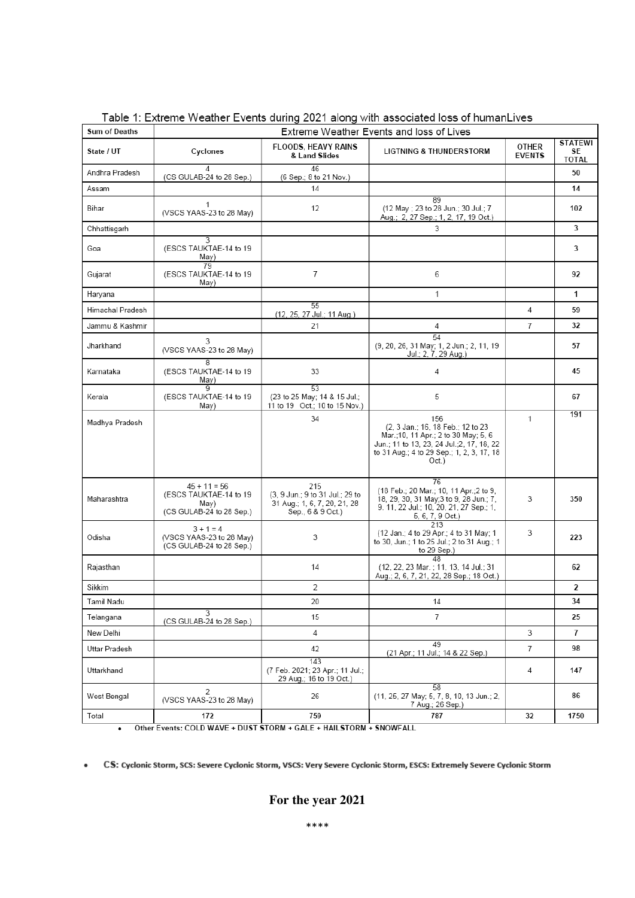Table 1: Extreme Weather Events during 2021 along with associated loss of humanLives

| Sum of Deaths | Extreme Weather Events and loss of Lives | | | | |
|---|---|---|---|---|---|
| State / UT | Cyclones | FLOODS, HEAVY RAINS & Land Slides | LIGTNING & THUNDERSTORM | OTHER EVENTS | STATEWISE TOTAL |
| Andhra Pradesh | 4 (CS GULAB-24 to 28 Sep.) | 46 (6 Sep.; 8 to 21 Nov.) | | | 50 |
| Assam | | 14 | | | 14 |
| Bihar | 1 (VSCS YAAS-23 to 28 May) | 12 | 89 (12 May ; 23 to 28 Jun.; 30 Jul.; 7 Aug.; 2, 27 Sep.; 1, 2, 17, 19 Oct.) | | 102 |
| Chhattisgarh | | | 3 | | 3 |
| Goa | 3 (ESCS TAUKTAE-14 to 19 May) | | | | 3 |
| Gujarat | 79 (ESCS TAUKTAE-14 to 19 May) | 7 | 6 | | 92 |
| Haryana | | | 1 | | 1 |
| Himachal Pradesh | | 55 (12, 25, 27 Jul.; 11 Aug.) | | 4 | 59 |
| Jammu & Kashmir | | 21 | 4 | 7 | 32 |
| Jharkhand | 3 (VSCS YAAS-23 to 28 May) | | 54 (9, 20, 26, 31 May; 1, 2 Jun.; 2, 11, 19 Jul.; 2, 7, 29 Aug.) | | 57 |
| Karnataka | 8 (ESCS TAUKTAE-14 to 19 May) | 33 | 4 | | 45 |
| Kerala | 9 (ESCS TAUKTAE-14 to 19 May) | 53 (23 to 25 May; 14 & 15 Jul.; 11 to 19 Oct.; 10 to 15 Nov.) | 5 | | 67 |
| Madhya Pradesh | | 34 | 156 (2, 3 Jan.; 16, 18 Feb.; 12 to 23 Mar.;10, 11 Apr.; 2 to 30 May; 5, 6 Jun.; 11 to 13, 23, 24 Jul.;2, 17, 18, 22 to 31 Aug.; 4 to 29 Sep.; 1, 2, 3, 17, 18 Oct.) | 1 | 191 |
| Maharashtra | 45 + 11 = 56 (ESCS TAUKTAE-14 to 19 May) (CS GULAB-24 to 28 Sep.) | 215 (3, 9 Jun.; 9 to 31 Jul.; 29 to 31 Aug.; 1, 6, 7, 20, 21, 28 Sep., 6 & 9 Oct.) | 76 (18 Feb.; 20 Mar.; 10, 11 Apr.;2 to 9, 18, 29, 30, 31 May;3 to 9, 28 Jun.; 7, 9, 11, 22 Jul.; 10, 20, 21, 27 Sep.; 1, 5, 6, 7, 9 Oct.) | 3 | 350 |
| Odisha | 3 + 1 = 4 (VSCS YAAS-23 to 28 May) (CS GULAB-24 to 28 Sep.) | 3 | 213 (12 Jan.; 4 to 29 Apr.; 4 to 31 May; 1 to 30, Jun.; 1 to 25 Jul.; 2 to 31 Aug.; 1 to 29 Sep.) | 3 | 223 |
| Rajasthan | | 14 | 48 (12, 22, 23 Mar. ; 11, 13, 14 Jul.; 31 Aug.; 2, 6, 7, 21, 22, 28 Sep.; 18 Oct.) | | 62 |
| Sikkim | | 2 | | | 2 |
| Tamil Nadu | | 20 | 14 | | 34 |
| Telangana | 3 (CS GULAB-24 to 28 Sep.) | 15 | 7 | | 25 |
| New Delhi | | 4 | | 3 | 7 |
| Uttar Pradesh | | 42 | 49 (21 Apr.; 11 Jul.; 14 & 22 Sep.) | 7 | 98 |
| Uttarkhand | | 143 (7 Feb. 2021; 23 Apr.; 11 Jul.; 29 Aug.; 16 to 19 Oct.) | | 4 | 147 |
| West Bengal | 2 (VSCS YAAS-23 to 28 May) | 26 | 58 (11, 25, 27 May; 5, 7, 8, 10, 13 Jun.; 2, 7 Aug.; 26 Sep.) | | 86 |
| Total | 172 | 759 | 787 | 32 | 1750 |

- Other Events: COLD WAVE + DUST STORM + GALE + HAILSTORM + SNOWFALL

- CS: Cyclonic Storm, SCS: Severe Cyclonic Storm, VSCS: Very Severe Cyclonic Storm, ESCS: Extremely Severe Cyclonic Storm

**For the year 2021**

****